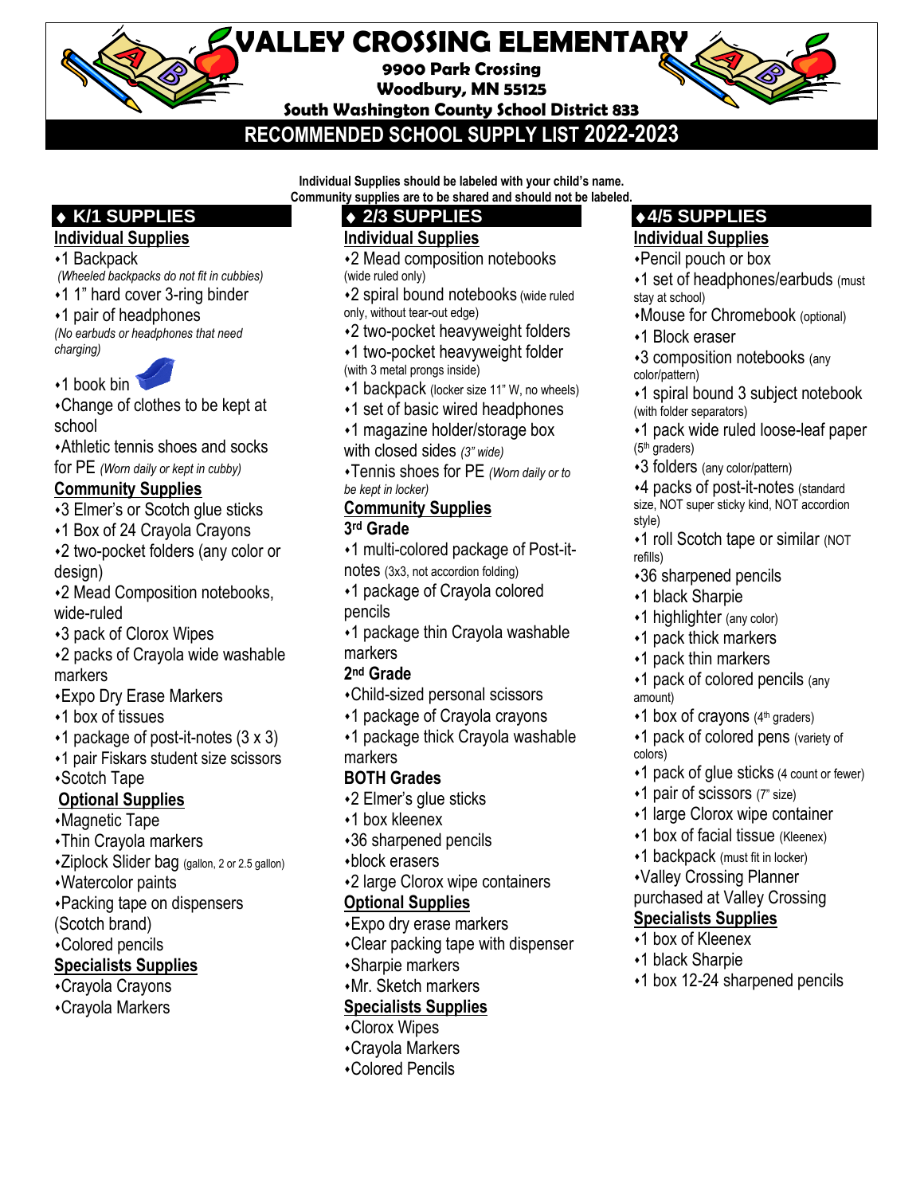# VALLEY CROSSING ELEMENTARY

**9900 Park Crossing**
**Woodbury, MN 55125**
**South Washington County School District 833**

## RECOMMENDED SCHOOL SUPPLY LIST 2022-2023

**Individual Supplies should be labeled with your child's name.**
**Community supplies are to be shared and should not be labeled.**

## ♦ K/1 SUPPLIES

### Individual Supplies

- 1 Backpack
  *(Wheeled backpacks do not fit in cubbies)*
- 1 1" hard cover 3-ring binder
- 1 pair of headphones
  *(No earbuds or headphones that need charging)*
- 1 book bin
- Change of clothes to be kept at school
- Athletic tennis shoes and socks for PE *(Worn daily or kept in cubby)*

### Community Supplies

- 3 Elmer's or Scotch glue sticks
- 1 Box of 24 Crayola Crayons
- 2 two-pocket folders (any color or design)
- 2 Mead Composition notebooks, wide-ruled
- 3 pack of Clorox Wipes
- 2 packs of Crayola wide washable markers
- Expo Dry Erase Markers
- 1 box of tissues
- 1 package of post-it-notes (3 x 3)
- 1 pair Fiskars student size scissors
- Scotch Tape

### Optional Supplies

- Magnetic Tape
- Thin Crayola markers
- Ziplock Slider bag (gallon, 2 or 2.5 gallon)
- Watercolor paints
- Packing tape on dispensers (Scotch brand)
- Colored pencils

### Specialists Supplies

- Crayola Crayons
- Crayola Markers

## ♦ 2/3 SUPPLIES

### Individual Supplies

- 2 Mead composition notebooks (wide ruled only)
- 2 spiral bound notebooks (wide ruled only, without tear-out edge)
- 2 two-pocket heavyweight folders
- 1 two-pocket heavyweight folder (with 3 metal prongs inside)
- 1 backpack (locker size 11" W, no wheels)
- 1 set of basic wired headphones
- 1 magazine holder/storage box with closed sides *(3" wide)*
- Tennis shoes for PE *(Worn daily or to be kept in locker)*

### Community Supplies

**3rd Grade**

- 1 multi-colored package of Post-it-notes (3x3, not accordion folding)
- 1 package of Crayola colored pencils
- 1 package thin Crayola washable markers

**2nd Grade**

- Child-sized personal scissors
- 1 package of Crayola crayons
- 1 package thick Crayola washable markers

**BOTH Grades**

- 2 Elmer's glue sticks
- 1 box kleenex
- 36 sharpened pencils
- block erasers
- 2 large Clorox wipe containers

### Optional Supplies

- Expo dry erase markers
- Clear packing tape with dispenser
- Sharpie markers
- Mr. Sketch markers

### Specialists Supplies

- Clorox Wipes
- Crayola Markers
- Colored Pencils

## ♦ 4/5 SUPPLIES

### Individual Supplies

- Pencil pouch or box
- 1 set of headphones/earbuds (must stay at school)
- Mouse for Chromebook (optional)
- 1 Block eraser
- 3 composition notebooks (any color/pattern)
- 1 spiral bound 3 subject notebook (with folder separators)
- 1 pack wide ruled loose-leaf paper (5th graders)
- 3 folders (any color/pattern)
- 4 packs of post-it-notes (standard size, NOT super sticky kind, NOT accordion style)
- 1 roll Scotch tape or similar (NOT refills)
- 36 sharpened pencils
- 1 black Sharpie
- 1 highlighter (any color)
- 1 pack thick markers
- 1 pack thin markers
- 1 pack of colored pencils (any amount)
- 1 box of crayons (4th graders)
- 1 pack of colored pens (variety of colors)
- 1 pack of glue sticks (4 count or fewer)
- 1 pair of scissors (7" size)
- 1 large Clorox wipe container
- 1 box of facial tissue (Kleenex)
- 1 backpack (must fit in locker)
- Valley Crossing Planner purchased at Valley Crossing

### Specialists Supplies

- 1 box of Kleenex
- 1 black Sharpie
- 1 box 12-24 sharpened pencils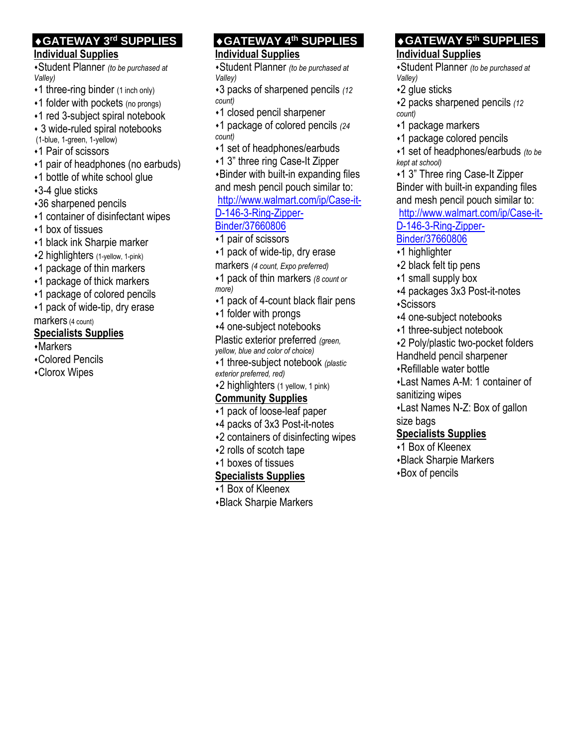## ♦GATEWAY 3rd SUPPLIES

**Individual Supplies**

- Student Planner *(to be purchased at Valley)*
- 1 three-ring binder (1 inch only)
- 1 folder with pockets (no prongs)
- 1 red 3-subject spiral notebook
- 3 wide-ruled spiral notebooks (1-blue, 1-green, 1-yellow)
- 1 Pair of scissors
- 1 pair of headphones (no earbuds)
- 1 bottle of white school glue
- 3-4 glue sticks
- 36 sharpened pencils
- 1 container of disinfectant wipes
- 1 box of tissues
- 1 black ink Sharpie marker
- 2 highlighters (1-yellow, 1-pink)
- 1 package of thin markers
- 1 package of thick markers
- 1 package of colored pencils
- 1 pack of wide-tip, dry erase markers (4 count)

**Specialists Supplies**

- Markers
- Colored Pencils
- Clorox Wipes

## ♦GATEWAY 4th SUPPLIES

**Individual Supplies**

- Student Planner *(to be purchased at Valley)*
- 3 packs of sharpened pencils *(12 count)*
- 1 closed pencil sharpener
- 1 package of colored pencils *(24 count)*
- 1 set of headphones/earbuds
- 1 3" three ring Case-It Zipper Binder with built-in expanding files and mesh pencil pouch similar to: http://www.walmart.com/ip/Case-it-D-146-3-Ring-Zipper-Binder/37660806
- 1 pair of scissors
- 1 pack of wide-tip, dry erase markers *(4 count, Expo preferred)*
- 1 pack of thin markers *(8 count or more)*
- 1 pack of 4-count black flair pens
- 1 folder with prongs
- 4 one-subject notebooks Plastic exterior preferred *(green, yellow, blue and color of choice)*
- 1 three-subject notebook *(plastic exterior preferred, red)*
- 2 highlighters (1 yellow, 1 pink)

**Community Supplies**

- 1 pack of loose-leaf paper
- 4 packs of 3x3 Post-it-notes
- 2 containers of disinfecting wipes
- 2 rolls of scotch tape
- 1 boxes of tissues

**Specialists Supplies**

- 1 Box of Kleenex
- Black Sharpie Markers

## ♦GATEWAY 5th SUPPLIES

**Individual Supplies**

- Student Planner *(to be purchased at Valley)*
- 2 glue sticks
- 2 packs sharpened pencils *(12 count)*
- 1 package markers
- 1 package colored pencils
- 1 set of headphones/earbuds *(to be kept at school)*
- 1 3" Three ring Case-It Zipper Binder with built-in expanding files and mesh pencil pouch similar to: http://www.walmart.com/ip/Case-it-D-146-3-Ring-Zipper-Binder/37660806
- 1 highlighter
- 2 black felt tip pens
- 1 small supply box
- 4 packages 3x3 Post-it-notes
- Scissors
- 4 one-subject notebooks
- 1 three-subject notebook
- 2 Poly/plastic two-pocket folders Handheld pencil sharpener
- Refillable water bottle
- Last Names A-M: 1 container of sanitizing wipes
- Last Names N-Z: Box of gallon size bags

**Specialists Supplies**

- 1 Box of Kleenex
- Black Sharpie Markers
- Box of pencils